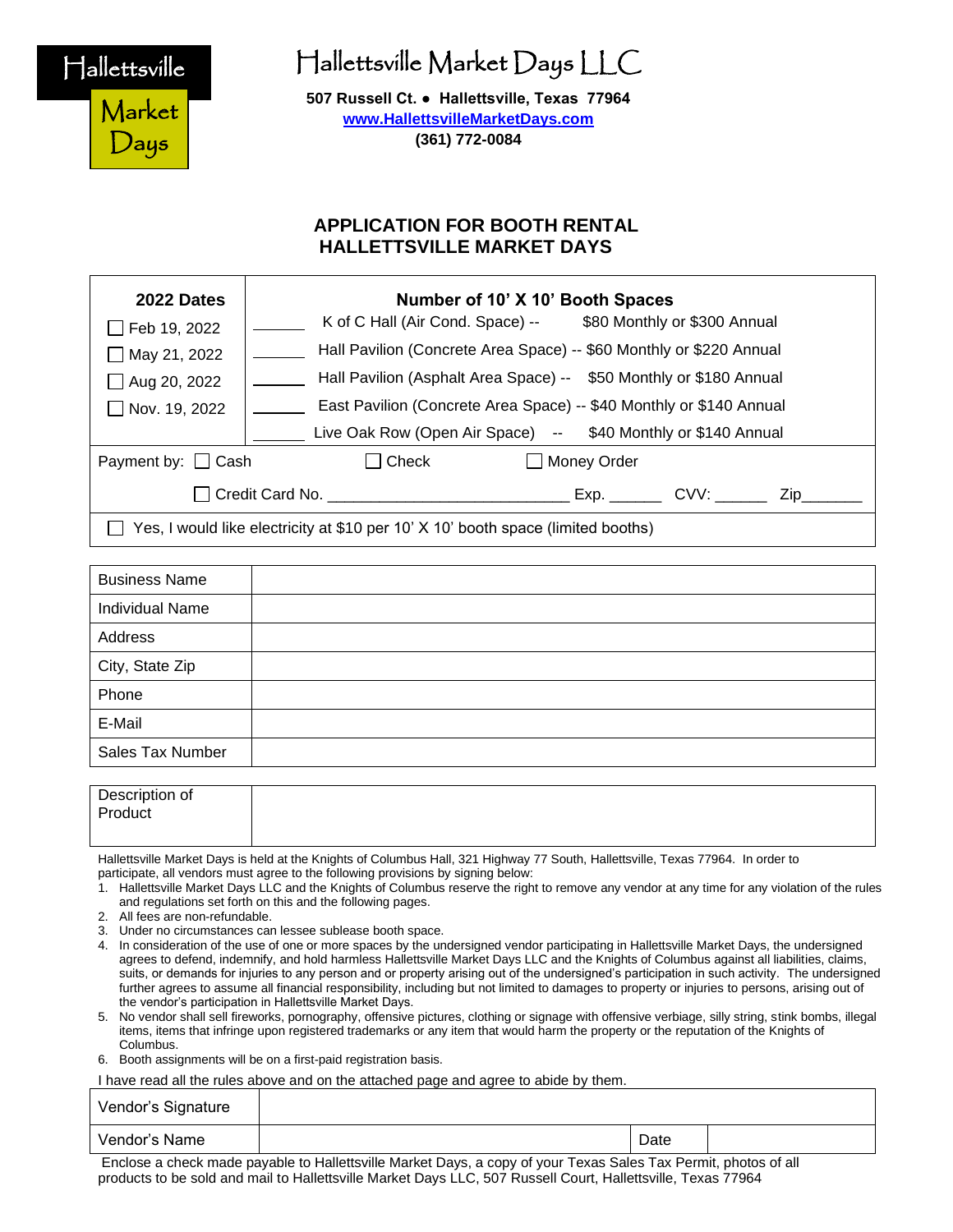Hallettsville Market Days

# Hallettsville Market Days LLC

**507 Russell Ct. • Hallettsville, Texas 77964**
**www.HallettsvilleMarketDays.com**
**(361) 772-0084**

## APPLICATION FOR BOOTH RENTAL HALLETTSVILLE MARKET DAYS

| 2022 Dates | Number of 10' X 10' Booth Spaces |
|---|---|
| ☐ Feb 19, 2022 | ______ K of C Hall (Air Cond. Space) -- $80 Monthly or $300 Annual |
| ☐ May 21, 2022 | ______ Hall Pavilion (Concrete Area Space) -- $60 Monthly or $220 Annual |
| ☐ Aug 20, 2022 | ______ Hall Pavilion (Asphalt Area Space) -- $50 Monthly or $180 Annual |
| ☐ Nov. 19, 2022 | ______ East Pavilion (Concrete Area Space) -- $40 Monthly or $140 Annual |
| | ______ Live Oak Row (Open Air Space) -- $40 Monthly or $140 Annual |

Payment by: ☐ Cash ☐ Check ☐ Money Order

☐ Credit Card No. ___________________________ Exp. ______ CVV: ______ Zip_______

☐ Yes, I would like electricity at $10 per 10' X 10' booth space (limited booths)

| Business Name | |
|---|---|
| Individual Name | |
| Address | |
| City, State Zip | |
| Phone | |
| E-Mail | |
| Sales Tax Number | |

| Description of Product | |
|---|---|

Hallettsville Market Days is held at the Knights of Columbus Hall, 321 Highway 77 South, Hallettsville, Texas 77964. In order to participate, all vendors must agree to the following provisions by signing below:

1. Hallettsville Market Days LLC and the Knights of Columbus reserve the right to remove any vendor at any time for any violation of the rules and regulations set forth on this and the following pages.
2. All fees are non-refundable.
3. Under no circumstances can lessee sublease booth space.
4. In consideration of the use of one or more spaces by the undersigned vendor participating in Hallettsville Market Days, the undersigned agrees to defend, indemnify, and hold harmless Hallettsville Market Days LLC and the Knights of Columbus against all liabilities, claims, suits, or demands for injuries to any person and or property arising out of the undersigned's participation in such activity. The undersigned further agrees to assume all financial responsibility, including but not limited to damages to property or injuries to persons, arising out of the vendor's participation in Hallettsville Market Days.
5. No vendor shall sell fireworks, pornography, offensive pictures, clothing or signage with offensive verbiage, silly string, stink bombs, illegal items, items that infringe upon registered trademarks or any item that would harm the property or the reputation of the Knights of Columbus.
6. Booth assignments will be on a first-paid registration basis.

I have read all the rules above and on the attached page and agree to abide by them.

| Vendor's Signature | | | |
|---|---|---|---|
| Vendor's Name | | Date | |

Enclose a check made payable to Hallettsville Market Days, a copy of your Texas Sales Tax Permit, photos of all products to be sold and mail to Hallettsville Market Days LLC, 507 Russell Court, Hallettsville, Texas 77964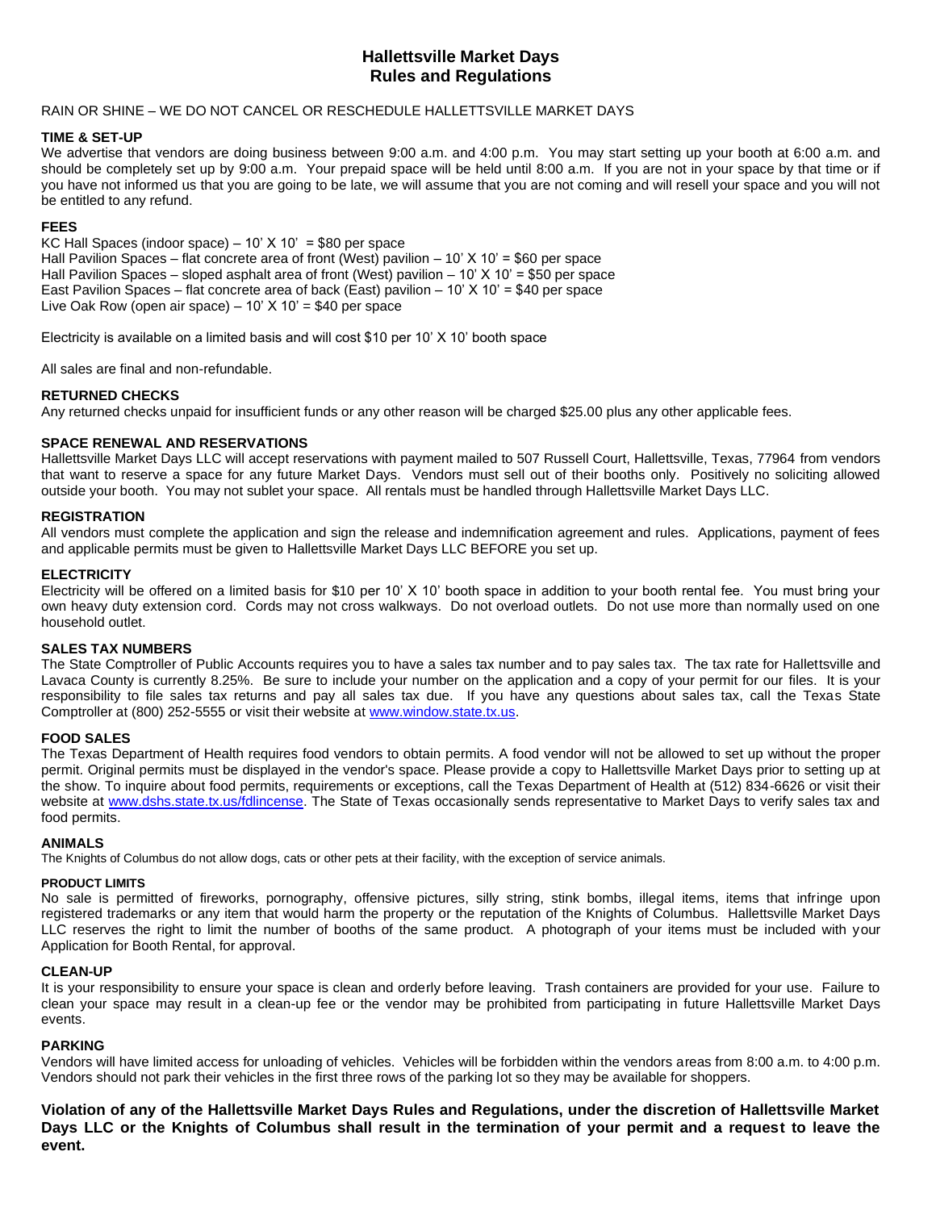# Hallettsville Market Days
# Rules and Regulations

RAIN OR SHINE – WE DO NOT CANCEL OR RESCHEDULE HALLETTSVILLE MARKET DAYS

### TIME & SET-UP

We advertise that vendors are doing business between 9:00 a.m. and 4:00 p.m. You may start setting up your booth at 6:00 a.m. and should be completely set up by 9:00 a.m. Your prepaid space will be held until 8:00 a.m. If you are not in your space by that time or if you have not informed us that you are going to be late, we will assume that you are not coming and will resell your space and you will not be entitled to any refund.

### FEES

KC Hall Spaces (indoor space) – 10' X 10' = $80 per space
Hall Pavilion Spaces – flat concrete area of front (West) pavilion – 10' X 10' = $60 per space
Hall Pavilion Spaces – sloped asphalt area of front (West) pavilion – 10' X 10' = $50 per space
East Pavilion Spaces – flat concrete area of back (East) pavilion – 10' X 10' = $40 per space
Live Oak Row (open air space) – 10' X 10' = $40 per space

Electricity is available on a limited basis and will cost $10 per 10' X 10' booth space

All sales are final and non-refundable.

### RETURNED CHECKS

Any returned checks unpaid for insufficient funds or any other reason will be charged $25.00 plus any other applicable fees.

### SPACE RENEWAL AND RESERVATIONS

Hallettsville Market Days LLC will accept reservations with payment mailed to 507 Russell Court, Hallettsville, Texas, 77964 from vendors that want to reserve a space for any future Market Days. Vendors must sell out of their booths only. Positively no soliciting allowed outside your booth. You may not sublet your space. All rentals must be handled through Hallettsville Market Days LLC.

### REGISTRATION

All vendors must complete the application and sign the release and indemnification agreement and rules. Applications, payment of fees and applicable permits must be given to Hallettsville Market Days LLC BEFORE you set up.

### ELECTRICITY

Electricity will be offered on a limited basis for $10 per 10' X 10' booth space in addition to your booth rental fee. You must bring your own heavy duty extension cord. Cords may not cross walkways. Do not overload outlets. Do not use more than normally used on one household outlet.

### SALES TAX NUMBERS

The State Comptroller of Public Accounts requires you to have a sales tax number and to pay sales tax. The tax rate for Hallettsville and Lavaca County is currently 8.25%. Be sure to include your number on the application and a copy of your permit for our files. It is your responsibility to file sales tax returns and pay all sales tax due. If you have any questions about sales tax, call the Texas State Comptroller at (800) 252-5555 or visit their website at www.window.state.tx.us.

### FOOD SALES

The Texas Department of Health requires food vendors to obtain permits. A food vendor will not be allowed to set up without the proper permit. Original permits must be displayed in the vendor's space. Please provide a copy to Hallettsville Market Days prior to setting up at the show. To inquire about food permits, requirements or exceptions, call the Texas Department of Health at (512) 834-6626 or visit their website at www.dshs.state.tx.us/fdlincense. The State of Texas occasionally sends representative to Market Days to verify sales tax and food permits.

### ANIMALS

The Knights of Columbus do not allow dogs, cats or other pets at their facility, with the exception of service animals.

### PRODUCT LIMITS

No sale is permitted of fireworks, pornography, offensive pictures, silly string, stink bombs, illegal items, items that infringe upon registered trademarks or any item that would harm the property or the reputation of the Knights of Columbus. Hallettsville Market Days LLC reserves the right to limit the number of booths of the same product. A photograph of your items must be included with your Application for Booth Rental, for approval.

### CLEAN-UP

It is your responsibility to ensure your space is clean and orderly before leaving. Trash containers are provided for your use. Failure to clean your space may result in a clean-up fee or the vendor may be prohibited from participating in future Hallettsville Market Days events.

### PARKING

Vendors will have limited access for unloading of vehicles. Vehicles will be forbidden within the vendors areas from 8:00 a.m. to 4:00 p.m. Vendors should not park their vehicles in the first three rows of the parking lot so they may be available for shoppers.

**Violation of any of the Hallettsville Market Days Rules and Regulations, under the discretion of Hallettsville Market Days LLC or the Knights of Columbus shall result in the termination of your permit and a request to leave the event.**